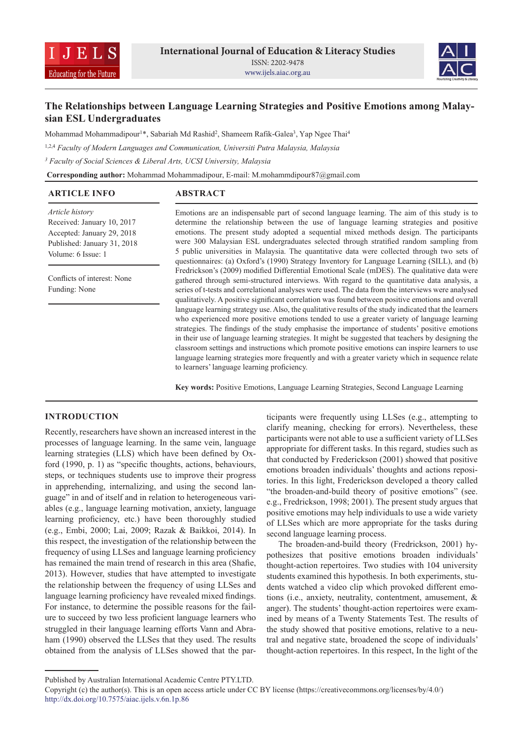International Journal of Education & Literacy Studies
ISSN: 2202-9478
www.ijels.aiac.org.au

# The Relationships between Language Learning Strategies and Positive Emotions among Malaysian ESL Undergraduates

Mohammad Mohammadipour[1]*, Sabariah Md Rashid[2], Shameem Rafik-Galea[3], Yap Ngee Thai[4]

[1,2,4] *Faculty of Modern Languages and Communication, Universiti Putra Malaysia, Malaysia*

[3] *Faculty of Social Sciences & Liberal Arts, UCSI University, Malaysia*

**Corresponding author:** Mohammad Mohammadipour, E-mail: M.mohammdipour87@gmail.com

## ARTICLE INFO

*Article history*
Received: January 10, 2017
Accepted: January 29, 2018
Published: January 31, 2018
Volume: 6 Issue: 1

Conflicts of interest: None
Funding: None

## ABSTRACT

Emotions are an indispensable part of second language learning. The aim of this study is to determine the relationship between the use of language learning strategies and positive emotions. The present study adopted a sequential mixed methods design. The participants were 300 Malaysian ESL undergraduates selected through stratified random sampling from 5 public universities in Malaysia. The quantitative data were collected through two sets of questionnaires: (a) Oxford's (1990) Strategy Inventory for Language Learning (SILL), and (b) Fredrickson's (2009) modified Differential Emotional Scale (mDES). The qualitative data were gathered through semi-structured interviews. With regard to the quantitative data analysis, a series of t-tests and correlational analyses were used. The data from the interviews were analysed qualitatively. A positive significant correlation was found between positive emotions and overall language learning strategy use. Also, the qualitative results of the study indicated that the learners who experienced more positive emotions tended to use a greater variety of language learning strategies. The findings of the study emphasise the importance of students' positive emotions in their use of language learning strategies. It might be suggested that teachers by designing the classroom settings and instructions which promote positive emotions can inspire learners to use language learning strategies more frequently and with a greater variety which in sequence relate to learners' language learning proficiency.

**Key words:** Positive Emotions, Language Learning Strategies, Second Language Learning

## INTRODUCTION

Recently, researchers have shown an increased interest in the processes of language learning. In the same vein, language learning strategies (LLS) which have been defined by Oxford (1990, p. 1) as "specific thoughts, actions, behaviours, steps, or techniques students use to improve their progress in apprehending, internalizing, and using the second language" in and of itself and in relation to heterogeneous variables (e.g., language learning motivation, anxiety, language learning proficiency, etc.) have been thoroughly studied (e.g., Embi, 2000; Lai, 2009; Razak & Baikkoi, 2014). In this respect, the investigation of the relationship between the frequency of using LLSes and language learning proficiency has remained the main trend of research in this area (Shafie, 2013). However, studies that have attempted to investigate the relationship between the frequency of using LLSes and language learning proficiency have revealed mixed findings. For instance, to determine the possible reasons for the failure to succeed by two less proficient language learners who struggled in their language learning efforts Vann and Abraham (1990) observed the LLSes that they used. The results obtained from the analysis of LLSes showed that the participants were frequently using LLSes (e.g., attempting to clarify meaning, checking for errors). Nevertheless, these participants were not able to use a sufficient variety of LLSes appropriate for different tasks. In this regard, studies such as that conducted by Frederickson (2001) showed that positive emotions broaden individuals' thoughts and actions repositories. In this light, Frederickson developed a theory called "the broaden-and-build theory of positive emotions" (see. e.g., Fredrickson, 1998; 2001). The present study argues that positive emotions may help individuals to use a wide variety of LLSes which are more appropriate for the tasks during second language learning process.

The broaden-and-build theory (Fredrickson, 2001) hypothesizes that positive emotions broaden individuals' thought-action repertoires. Two studies with 104 university students examined this hypothesis. In both experiments, students watched a video clip which provoked different emotions (i.e., anxiety, neutrality, contentment, amusement, & anger). The students' thought-action repertoires were examined by means of a Twenty Statements Test. The results of the study showed that positive emotions, relative to a neutral and negative state, broadened the scope of individuals' thought-action repertoires. In this respect, In the light of the

Published by Australian International Academic Centre PTY.LTD.
Copyright (c) the author(s). This is an open access article under CC BY license (https://creativecommons.org/licenses/by/4.0/)
http://dx.doi.org/10.7575/aiac.ijels.v.6n.1p.86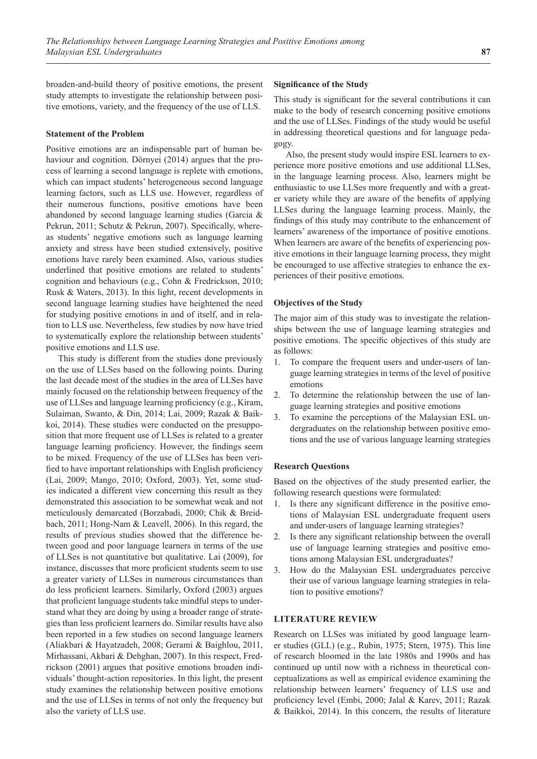broaden-and-build theory of positive emotions, the present study attempts to investigate the relationship between positive emotions, variety, and the frequency of the use of LLS.

### Statement of the Problem

Positive emotions are an indispensable part of human behaviour and cognition. Dörnyei (2014) argues that the process of learning a second language is replete with emotions, which can impact students' heterogeneous second language learning factors, such as LLS use. However, regardless of their numerous functions, positive emotions have been abandoned by second language learning studies (Garcia & Pekrun, 2011; Schutz & Pekrun, 2007). Specifically, whereas students' negative emotions such as language learning anxiety and stress have been studied extensively, positive emotions have rarely been examined. Also, various studies underlined that positive emotions are related to students' cognition and behaviours (e.g., Cohn & Fredrickson, 2010; Rusk & Waters, 2013). In this light, recent developments in second language learning studies have heightened the need for studying positive emotions in and of itself, and in relation to LLS use. Nevertheless, few studies by now have tried to systematically explore the relationship between students' positive emotions and LLS use.

This study is different from the studies done previously on the use of LLSes based on the following points. During the last decade most of the studies in the area of LLSes have mainly focused on the relationship between frequency of the use of LLSes and language learning proficiency (e.g., Kiram, Sulaiman, Swanto, & Din, 2014; Lai, 2009; Razak & Baikkoi, 2014). These studies were conducted on the presupposition that more frequent use of LLSes is related to a greater language learning proficiency. However, the findings seem to be mixed. Frequency of the use of LLSes has been verified to have important relationships with English proficiency (Lai, 2009; Mango, 2010; Oxford, 2003). Yet, some studies indicated a different view concerning this result as they demonstrated this association to be somewhat weak and not meticulously demarcated (Borzabadi, 2000; Chik & Breidbach, 2011; Hong-Nam & Leavell, 2006). In this regard, the results of previous studies showed that the difference between good and poor language learners in terms of the use of LLSes is not quantitative but qualitative. Lai (2009), for instance, discusses that more proficient students seem to use a greater variety of LLSes in numerous circumstances than do less proficient learners. Similarly, Oxford (2003) argues that proficient language students take mindful steps to understand what they are doing by using a broader range of strategies than less proficient learners do. Similar results have also been reported in a few studies on second language learners (Aliakbari & Hayatzadeh, 2008; Gerami & Baighlou, 2011, Mirhassani, Akbari & Dehghan, 2007). In this respect, Fredrickson (2001) argues that positive emotions broaden individuals' thought-action repositories. In this light, the present study examines the relationship between positive emotions and the use of LLSes in terms of not only the frequency but also the variety of LLS use.

### Significance of the Study

This study is significant for the several contributions it can make to the body of research concerning positive emotions and the use of LLSes. Findings of the study would be useful in addressing theoretical questions and for language pedagogy.

Also, the present study would inspire ESL learners to experience more positive emotions and use additional LLSes, in the language learning process. Also, learners might be enthusiastic to use LLSes more frequently and with a greater variety while they are aware of the benefits of applying LLSes during the language learning process. Mainly, the findings of this study may contribute to the enhancement of learners' awareness of the importance of positive emotions. When learners are aware of the benefits of experiencing positive emotions in their language learning process, they might be encouraged to use affective strategies to enhance the experiences of their positive emotions.

### Objectives of the Study

The major aim of this study was to investigate the relationships between the use of language learning strategies and positive emotions. The specific objectives of this study are as follows:

1. To compare the frequent users and under-users of language learning strategies in terms of the level of positive emotions
2. To determine the relationship between the use of language learning strategies and positive emotions
3. To examine the perceptions of the Malaysian ESL undergraduates on the relationship between positive emotions and the use of various language learning strategies

### Research Questions

Based on the objectives of the study presented earlier, the following research questions were formulated:

1. Is there any significant difference in the positive emotions of Malaysian ESL undergraduate frequent users and under-users of language learning strategies?
2. Is there any significant relationship between the overall use of language learning strategies and positive emotions among Malaysian ESL undergraduates?
3. How do the Malaysian ESL undergraduates perceive their use of various language learning strategies in relation to positive emotions?

## LITERATURE REVIEW

Research on LLSes was initiated by good language learner studies (GLL) (e.g., Rubin, 1975; Stern, 1975). This line of research bloomed in the late 1980s and 1990s and has continued up until now with a richness in theoretical conceptualizations as well as empirical evidence examining the relationship between learners' frequency of LLS use and proficiency level (Embi, 2000; Jalal & Karev, 2011; Razak & Baikkoi, 2014). In this concern, the results of literature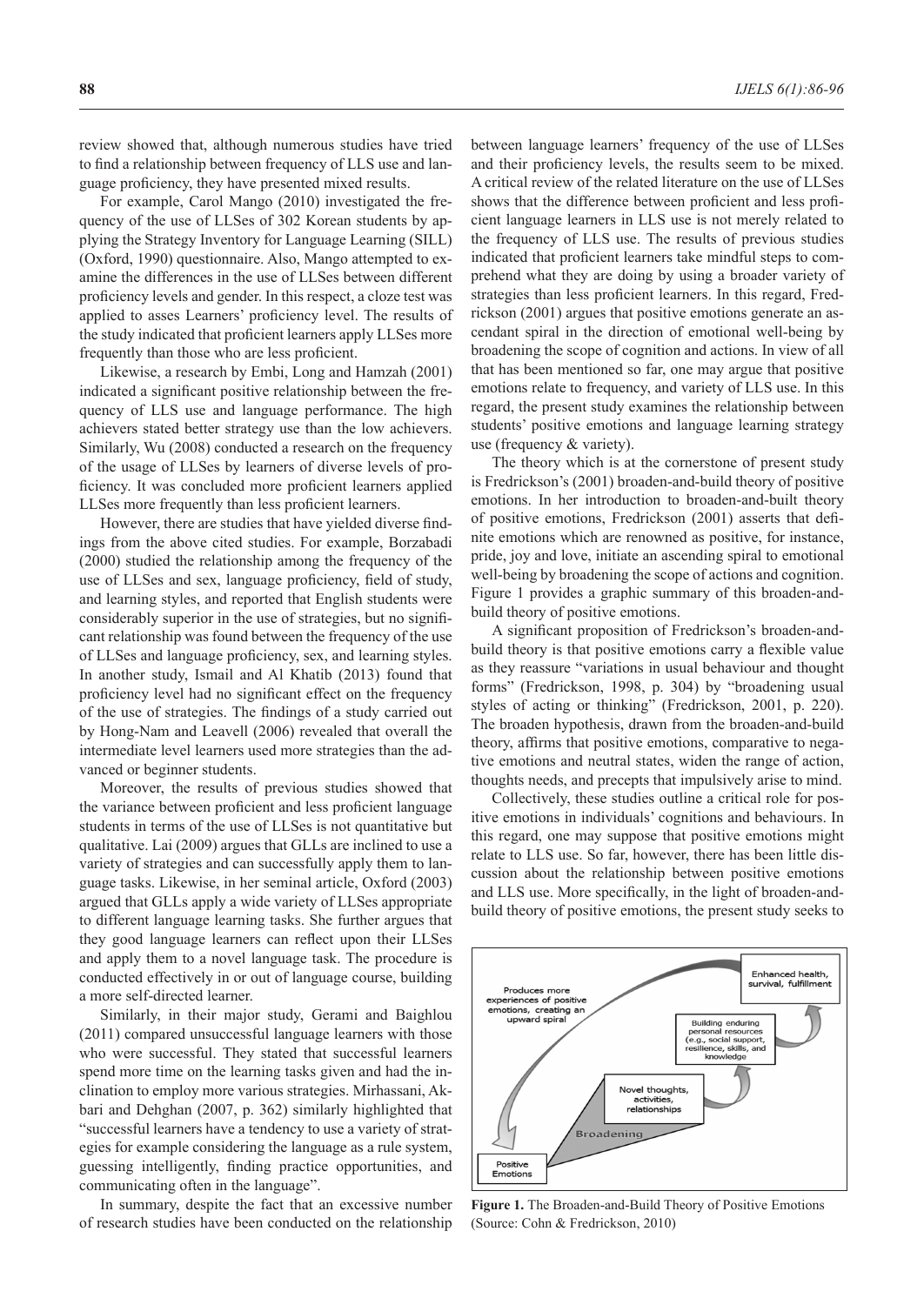review showed that, although numerous studies have tried to find a relationship between frequency of LLS use and language proficiency, they have presented mixed results.

For example, Carol Mango (2010) investigated the frequency of the use of LLSes of 302 Korean students by applying the Strategy Inventory for Language Learning (SILL) (Oxford, 1990) questionnaire. Also, Mango attempted to examine the differences in the use of LLSes between different proficiency levels and gender. In this respect, a cloze test was applied to asses Learners' proficiency level. The results of the study indicated that proficient learners apply LLSes more frequently than those who are less proficient.

Likewise, a research by Embi, Long and Hamzah (2001) indicated a significant positive relationship between the frequency of LLS use and language performance. The high achievers stated better strategy use than the low achievers. Similarly, Wu (2008) conducted a research on the frequency of the usage of LLSes by learners of diverse levels of proficiency. It was concluded more proficient learners applied LLSes more frequently than less proficient learners.

However, there are studies that have yielded diverse findings from the above cited studies. For example, Borzabadi (2000) studied the relationship among the frequency of the use of LLSes and sex, language proficiency, field of study, and learning styles, and reported that English students were considerably superior in the use of strategies, but no significant relationship was found between the frequency of the use of LLSes and language proficiency, sex, and learning styles. In another study, Ismail and Al Khatib (2013) found that proficiency level had no significant effect on the frequency of the use of strategies. The findings of a study carried out by Hong-Nam and Leavell (2006) revealed that overall the intermediate level learners used more strategies than the advanced or beginner students.

Moreover, the results of previous studies showed that the variance between proficient and less proficient language students in terms of the use of LLSes is not quantitative but qualitative. Lai (2009) argues that GLLs are inclined to use a variety of strategies and can successfully apply them to language tasks. Likewise, in her seminal article, Oxford (2003) argued that GLLs apply a wide variety of LLSes appropriate to different language learning tasks. She further argues that they good language learners can reflect upon their LLSes and apply them to a novel language task. The procedure is conducted effectively in or out of language course, building a more self-directed learner.

Similarly, in their major study, Gerami and Baighlou (2011) compared unsuccessful language learners with those who were successful. They stated that successful learners spend more time on the learning tasks given and had the inclination to employ more various strategies. Mirhassani, Akbari and Dehghan (2007, p. 362) similarly highlighted that "successful learners have a tendency to use a variety of strategies for example considering the language as a rule system, guessing intelligently, finding practice opportunities, and communicating often in the language".

In summary, despite the fact that an excessive number of research studies have been conducted on the relationship between language learners' frequency of the use of LLSes and their proficiency levels, the results seem to be mixed. A critical review of the related literature on the use of LLSes shows that the difference between proficient and less proficient language learners in LLS use is not merely related to the frequency of LLS use. The results of previous studies indicated that proficient learners take mindful steps to comprehend what they are doing by using a broader variety of strategies than less proficient learners. In this regard, Fredrickson (2001) argues that positive emotions generate an ascendant spiral in the direction of emotional well-being by broadening the scope of cognition and actions. In view of all that has been mentioned so far, one may argue that positive emotions relate to frequency, and variety of LLS use. In this regard, the present study examines the relationship between students' positive emotions and language learning strategy use (frequency & variety).

The theory which is at the cornerstone of present study is Fredrickson's (2001) broaden-and-build theory of positive emotions. In her introduction to broaden-and-built theory of positive emotions, Fredrickson (2001) asserts that definite emotions which are renowned as positive, for instance, pride, joy and love, initiate an ascending spiral to emotional well-being by broadening the scope of actions and cognition. Figure 1 provides a graphic summary of this broaden-and-build theory of positive emotions.

A significant proposition of Fredrickson's broaden-and-build theory is that positive emotions carry a flexible value as they reassure "variations in usual behaviour and thought forms" (Fredrickson, 1998, p. 304) by "broadening usual styles of acting or thinking" (Fredrickson, 2001, p. 220). The broaden hypothesis, drawn from the broaden-and-build theory, affirms that positive emotions, comparative to negative emotions and neutral states, widen the range of action, thoughts needs, and precepts that impulsively arise to mind.

Collectively, these studies outline a critical role for positive emotions in individuals' cognitions and behaviours. In this regard, one may suppose that positive emotions might relate to LLS use. So far, however, there has been little discussion about the relationship between positive emotions and LLS use. More specifically, in the light of broaden-and-build theory of positive emotions, the present study seeks to

**Figure 1.** The Broaden-and-Build Theory of Positive Emotions (Source: Cohn & Fredrickson, 2010)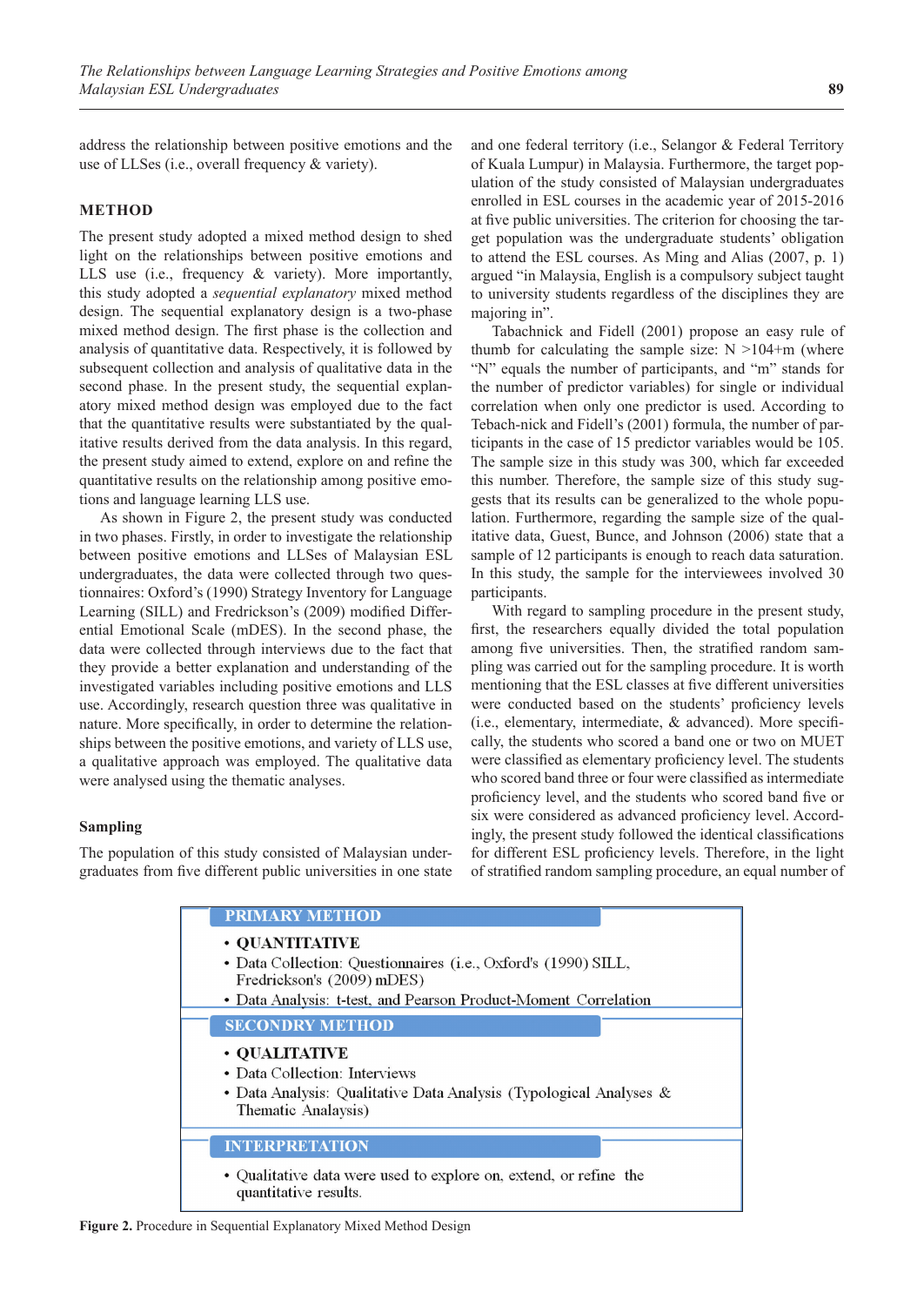address the relationship between positive emotions and the use of LLSes (i.e., overall frequency & variety).

## METHOD

The present study adopted a mixed method design to shed light on the relationships between positive emotions and LLS use (i.e., frequency & variety). More importantly, this study adopted a *sequential explanatory* mixed method design. The sequential explanatory design is a two-phase mixed method design. The first phase is the collection and analysis of quantitative data. Respectively, it is followed by subsequent collection and analysis of qualitative data in the second phase. In the present study, the sequential explanatory mixed method design was employed due to the fact that the quantitative results were substantiated by the qualitative results derived from the data analysis. In this regard, the present study aimed to extend, explore on and refine the quantitative results on the relationship among positive emotions and language learning LLS use.

As shown in Figure 2, the present study was conducted in two phases. Firstly, in order to investigate the relationship between positive emotions and LLSes of Malaysian ESL undergraduates, the data were collected through two questionnaires: Oxford's (1990) Strategy Inventory for Language Learning (SILL) and Fredrickson's (2009) modified Differential Emotional Scale (mDES). In the second phase, the data were collected through interviews due to the fact that they provide a better explanation and understanding of the investigated variables including positive emotions and LLS use. Accordingly, research question three was qualitative in nature. More specifically, in order to determine the relationships between the positive emotions, and variety of LLS use, a qualitative approach was employed. The qualitative data were analysed using the thematic analyses.

### Sampling

The population of this study consisted of Malaysian undergraduates from five different public universities in one state and one federal territory (i.e., Selangor & Federal Territory of Kuala Lumpur) in Malaysia. Furthermore, the target population of the study consisted of Malaysian undergraduates enrolled in ESL courses in the academic year of 2015-2016 at five public universities. The criterion for choosing the target population was the undergraduate students' obligation to attend the ESL courses. As Ming and Alias (2007, p. 1) argued "in Malaysia, English is a compulsory subject taught to university students regardless of the disciplines they are majoring in".

Tabachnick and Fidell (2001) propose an easy rule of thumb for calculating the sample size: N >104+m (where "N" equals the number of participants, and "m" stands for the number of predictor variables) for single or individual correlation when only one predictor is used. According to Tebach-nick and Fidell's (2001) formula, the number of participants in the case of 15 predictor variables would be 105. The sample size in this study was 300, which far exceeded this number. Therefore, the sample size of this study suggests that its results can be generalized to the whole population. Furthermore, regarding the sample size of the qualitative data, Guest, Bunce, and Johnson (2006) state that a sample of 12 participants is enough to reach data saturation. In this study, the sample for the interviewees involved 30 participants.

With regard to sampling procedure in the present study, first, the researchers equally divided the total population among five universities. Then, the stratified random sampling was carried out for the sampling procedure. It is worth mentioning that the ESL classes at five different universities were conducted based on the students' proficiency levels (i.e., elementary, intermediate, & advanced). More specifically, the students who scored a band one or two on MUET were classified as elementary proficiency level. The students who scored band three or four were classified as intermediate proficiency level, and the students who scored band five or six were considered as advanced proficiency level. Accordingly, the present study followed the identical classifications for different ESL proficiency levels. Therefore, in the light of stratified random sampling procedure, an equal number of

**PRIMARY METHOD**

- **QUANTITATIVE**
- Data Collection: Questionnaires (i.e., Oxford's (1990) SILL, Fredrickson's (2009) mDES)
- Data Analysis: t-test, and Pearson Product-Moment Correlation

**SECONDRY METHOD**

- **QUALITATIVE**
- Data Collection: Interviews
- Data Analysis: Qualitative Data Analysis (Typological Analyses & Thematic Analysis)

**INTERPRETATION**

- Qualitative data were used to explore on, extend, or refine the quantitative results.

**Figure 2.** Procedure in Sequential Explanatory Mixed Method Design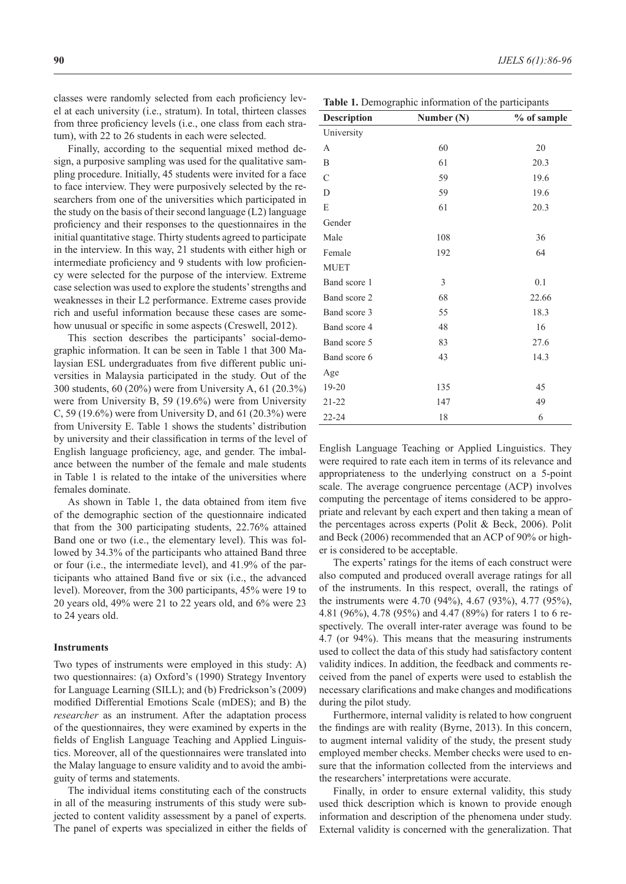classes were randomly selected from each proficiency level at each university (i.e., stratum). In total, thirteen classes from three proficiency levels (i.e., one class from each stratum), with 22 to 26 students in each were selected.

Finally, according to the sequential mixed method design, a purposive sampling was used for the qualitative sampling procedure. Initially, 45 students were invited for a face to face interview. They were purposively selected by the researchers from one of the universities which participated in the study on the basis of their second language (L2) language proficiency and their responses to the questionnaires in the initial quantitative stage. Thirty students agreed to participate in the interview. In this way, 21 students with either high or intermediate proficiency and 9 students with low proficiency were selected for the purpose of the interview. Extreme case selection was used to explore the students' strengths and weaknesses in their L2 performance. Extreme cases provide rich and useful information because these cases are somehow unusual or specific in some aspects (Creswell, 2012).

This section describes the participants' social-demographic information. It can be seen in Table 1 that 300 Malaysian ESL undergraduates from five different public universities in Malaysia participated in the study. Out of the 300 students, 60 (20%) were from University A, 61 (20.3%) were from University B, 59 (19.6%) were from University C, 59 (19.6%) were from University D, and 61 (20.3%) were from University E. Table 1 shows the students' distribution by university and their classification in terms of the level of English language proficiency, age, and gender. The imbalance between the number of the female and male students in Table 1 is related to the intake of the universities where females dominate.

As shown in Table 1, the data obtained from item five of the demographic section of the questionnaire indicated that from the 300 participating students, 22.76% attained Band one or two (i.e., the elementary level). This was followed by 34.3% of the participants who attained Band three or four (i.e., the intermediate level), and 41.9% of the participants who attained Band five or six (i.e., the advanced level). Moreover, from the 300 participants, 45% were 19 to 20 years old, 49% were 21 to 22 years old, and 6% were 23 to 24 years old.

**Table 1.** Demographic information of the participants

| Description | Number (N) | % of sample |
|---|---|---|
| University | | |
| A | 60 | 20 |
| B | 61 | 20.3 |
| C | 59 | 19.6 |
| D | 59 | 19.6 |
| E | 61 | 20.3 |
| Gender | | |
| Male | 108 | 36 |
| Female | 192 | 64 |
| MUET | | |
| Band score 1 | 3 | 0.1 |
| Band score 2 | 68 | 22.66 |
| Band score 3 | 55 | 18.3 |
| Band score 4 | 48 | 16 |
| Band score 5 | 83 | 27.6 |
| Band score 6 | 43 | 14.3 |
| Age | | |
| 19-20 | 135 | 45 |
| 21-22 | 147 | 49 |
| 22-24 | 18 | 6 |

### Instruments

Two types of instruments were employed in this study: A) two questionnaires: (a) Oxford's (1990) Strategy Inventory for Language Learning (SILL); and (b) Fredrickson's (2009) modified Differential Emotions Scale (mDES); and B) the *researcher* as an instrument. After the adaptation process of the questionnaires, they were examined by experts in the fields of English Language Teaching and Applied Linguistics. Moreover, all of the questionnaires were translated into the Malay language to ensure validity and to avoid the ambiguity of terms and statements.

The individual items constituting each of the constructs in all of the measuring instruments of this study were subjected to content validity assessment by a panel of experts. The panel of experts was specialized in either the fields of English Language Teaching or Applied Linguistics. They were required to rate each item in terms of its relevance and appropriateness to the underlying construct on a 5-point scale. The average congruence percentage (ACP) involves computing the percentage of items considered to be appropriate and relevant by each expert and then taking a mean of the percentages across experts (Polit & Beck, 2006). Polit and Beck (2006) recommended that an ACP of 90% or higher is considered to be acceptable.

The experts' ratings for the items of each construct were also computed and produced overall average ratings for all of the instruments. In this respect, overall, the ratings of the instruments were 4.70 (94%), 4.67 (93%), 4.77 (95%), 4.81 (96%), 4.78 (95%) and 4.47 (89%) for raters 1 to 6 respectively. The overall inter-rater average was found to be 4.7 (or 94%). This means that the measuring instruments used to collect the data of this study had satisfactory content validity indices. In addition, the feedback and comments received from the panel of experts were used to establish the necessary clarifications and make changes and modifications during the pilot study.

Furthermore, internal validity is related to how congruent the findings are with reality (Byrne, 2013). In this concern, to augment internal validity of the study, the present study employed member checks. Member checks were used to ensure that the information collected from the interviews and the researchers' interpretations were accurate.

Finally, in order to ensure external validity, this study used thick description which is known to provide enough information and description of the phenomena under study. External validity is concerned with the generalization. That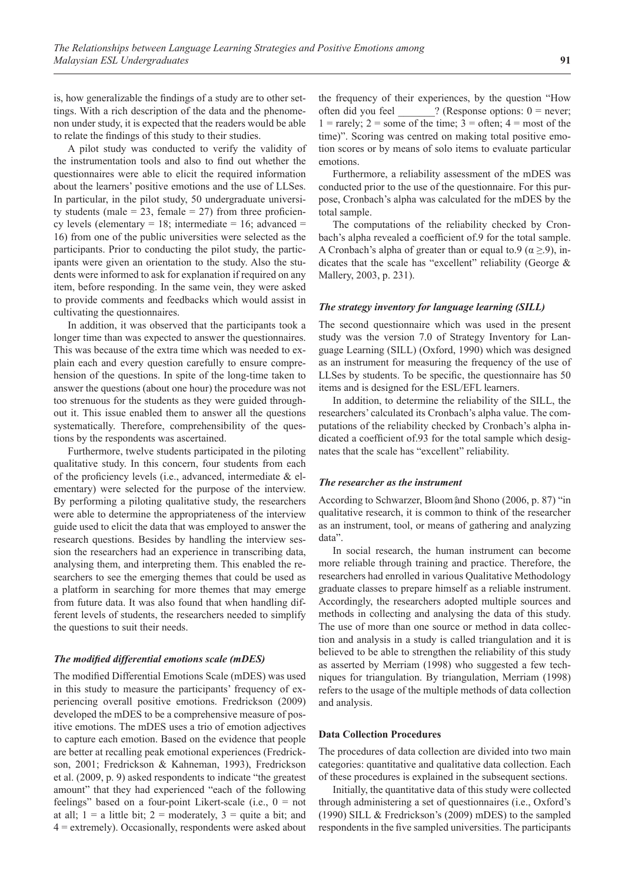is, how generalizable the findings of a study are to other settings. With a rich description of the data and the phenomenon under study, it is expected that the readers would be able to relate the findings of this study to their studies.

A pilot study was conducted to verify the validity of the instrumentation tools and also to find out whether the questionnaires were able to elicit the required information about the learners' positive emotions and the use of LLSes. In particular, in the pilot study, 50 undergraduate university students (male = 23, female = 27) from three proficiency levels (elementary = 18; intermediate = 16; advanced = 16) from one of the public universities were selected as the participants. Prior to conducting the pilot study, the participants were given an orientation to the study. Also the students were informed to ask for explanation if required on any item, before responding. In the same vein, they were asked to provide comments and feedbacks which would assist in cultivating the questionnaires.

In addition, it was observed that the participants took a longer time than was expected to answer the questionnaires. This was because of the extra time which was needed to explain each and every question carefully to ensure comprehension of the questions. In spite of the long-time taken to answer the questions (about one hour) the procedure was not too strenuous for the students as they were guided throughout it. This issue enabled them to answer all the questions systematically. Therefore, comprehensibility of the questions by the respondents was ascertained.

Furthermore, twelve students participated in the piloting qualitative study. In this concern, four students from each of the proficiency levels (i.e., advanced, intermediate & elementary) were selected for the purpose of the interview. By performing a piloting qualitative study, the researchers were able to determine the appropriateness of the interview guide used to elicit the data that was employed to answer the research questions. Besides by handling the interview session the researchers had an experience in transcribing data, analysing them, and interpreting them. This enabled the researchers to see the emerging themes that could be used as a platform in searching for more themes that may emerge from future data. It was also found that when handling different levels of students, the researchers needed to simplify the questions to suit their needs.

#### *The modified differential emotions scale (mDES)*

The modified Differential Emotions Scale (mDES) was used in this study to measure the participants' frequency of experiencing overall positive emotions. Fredrickson (2009) developed the mDES to be a comprehensive measure of positive emotions. The mDES uses a trio of emotion adjectives to capture each emotion. Based on the evidence that people are better at recalling peak emotional experiences (Fredrickson, 2001; Fredrickson & Kahneman, 1993), Fredrickson et al. (2009, p. 9) asked respondents to indicate "the greatest amount" that they had experienced "each of the following feelings" based on a four-point Likert-scale (i.e., 0 = not at all; 1 = a little bit; 2 = moderately, 3 = quite a bit; and 4 = extremely). Occasionally, respondents were asked about the frequency of their experiences, by the question "How often did you feel _______? (Response options: 0 = never; 1 = rarely; 2 = some of the time; 3 = often; 4 = most of the time)". Scoring was centred on making total positive emotion scores or by means of solo items to evaluate particular emotions.

Furthermore, a reliability assessment of the mDES was conducted prior to the use of the questionnaire. For this purpose, Cronbach's alpha was calculated for the mDES by the total sample.

The computations of the reliability checked by Cronbach's alpha revealed a coefficient of.9 for the total sample. A Cronbach's alpha of greater than or equal to.9 ($\alpha \geq .9$), indicates that the scale has "excellent" reliability (George & Mallery, 2003, p. 231).

#### *The strategy inventory for language learning (SILL)*

The second questionnaire which was used in the present study was the version 7.0 of Strategy Inventory for Language Learning (SILL) (Oxford, 1990) which was designed as an instrument for measuring the frequency of the use of LLSes by students. To be specific, the questionnaire has 50 items and is designed for the ESL/EFL learners.

In addition, to determine the reliability of the SILL, the researchers' calculated its Cronbach's alpha value. The computations of the reliability checked by Cronbach's alpha indicated a coefficient of.93 for the total sample which designates that the scale has "excellent" reliability.

#### *The researcher as the instrument*

According to Schwarzer, Bloom and Shono (2006, p. 87) "in qualitative research, it is common to think of the researcher as an instrument, tool, or means of gathering and analyzing data".

In social research, the human instrument can become more reliable through training and practice. Therefore, the researchers had enrolled in various Qualitative Methodology graduate classes to prepare himself as a reliable instrument. Accordingly, the researchers adopted multiple sources and methods in collecting and analysing the data of this study. The use of more than one source or method in data collection and analysis in a study is called triangulation and it is believed to be able to strengthen the reliability of this study as asserted by Merriam (1998) who suggested a few techniques for triangulation. By triangulation, Merriam (1998) refers to the usage of the multiple methods of data collection and analysis.

### Data Collection Procedures

The procedures of data collection are divided into two main categories: quantitative and qualitative data collection. Each of these procedures is explained in the subsequent sections.

Initially, the quantitative data of this study were collected through administering a set of questionnaires (i.e., Oxford's (1990) SILL & Fredrickson's (2009) mDES) to the sampled respondents in the five sampled universities. The participants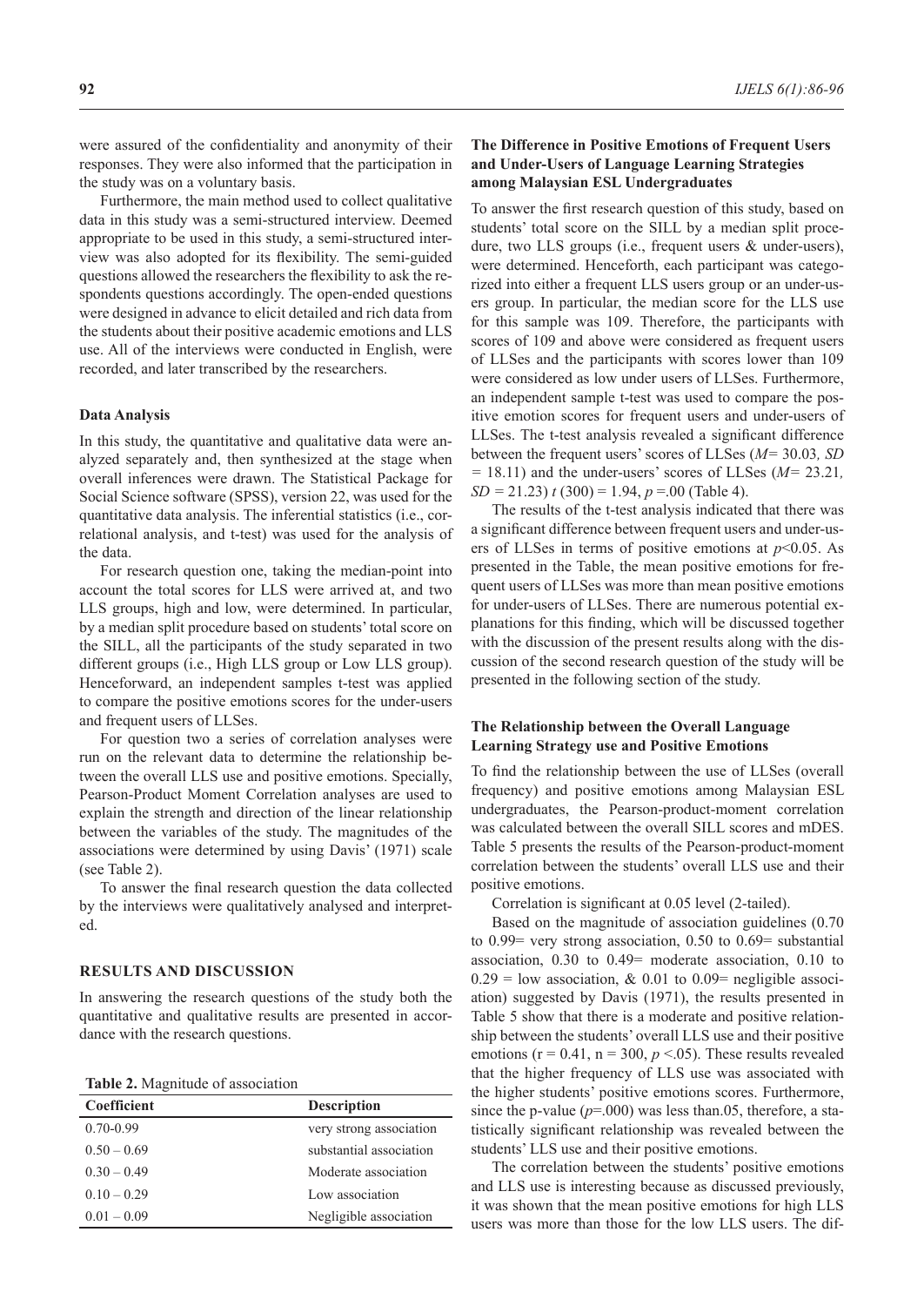were assured of the confidentiality and anonymity of their responses. They were also informed that the participation in the study was on a voluntary basis.

Furthermore, the main method used to collect qualitative data in this study was a semi-structured interview. Deemed appropriate to be used in this study, a semi-structured interview was also adopted for its flexibility. The semi-guided questions allowed the researchers the flexibility to ask the respondents questions accordingly. The open-ended questions were designed in advance to elicit detailed and rich data from the students about their positive academic emotions and LLS use. All of the interviews were conducted in English, were recorded, and later transcribed by the researchers.

### Data Analysis

In this study, the quantitative and qualitative data were analyzed separately and, then synthesized at the stage when overall inferences were drawn. The Statistical Package for Social Science software (SPSS), version 22, was used for the quantitative data analysis. The inferential statistics (i.e., correlational analysis, and t-test) was used for the analysis of the data.

For research question one, taking the median-point into account the total scores for LLS were arrived at, and two LLS groups, high and low, were determined. In particular, by a median split procedure based on students' total score on the SILL, all the participants of the study separated in two different groups (i.e., High LLS group or Low LLS group). Henceforward, an independent samples t-test was applied to compare the positive emotions scores for the under-users and frequent users of LLSes.

For question two a series of correlation analyses were run on the relevant data to determine the relationship between the overall LLS use and positive emotions. Specially, Pearson-Product Moment Correlation analyses are used to explain the strength and direction of the linear relationship between the variables of the study. The magnitudes of the associations were determined by using Davis' (1971) scale (see Table 2).

To answer the final research question the data collected by the interviews were qualitatively analysed and interpreted.

## RESULTS AND DISCUSSION

In answering the research questions of the study both the quantitative and qualitative results are presented in accordance with the research questions.

**Table 2.** Magnitude of association

| Coefficient | Description |
|---|---|
| 0.70-0.99 | very strong association |
| 0.50 – 0.69 | substantial association |
| 0.30 – 0.49 | Moderate association |
| 0.10 – 0.29 | Low association |
| 0.01 – 0.09 | Negligible association |

### The Difference in Positive Emotions of Frequent Users and Under-Users of Language Learning Strategies among Malaysian ESL Undergraduates

To answer the first research question of this study, based on students' total score on the SILL by a median split procedure, two LLS groups (i.e., frequent users & under-users), were determined. Henceforth, each participant was categorized into either a frequent LLS users group or an under-users group. In particular, the median score for the LLS use for this sample was 109. Therefore, the participants with scores of 109 and above were considered as frequent users of LLSes and the participants with scores lower than 109 were considered as low under users of LLSes. Furthermore, an independent sample t-test was used to compare the positive emotion scores for frequent users and under-users of LLSes. The t-test analysis revealed a significant difference between the frequent users' scores of LLSes ($M= 30.03$, $SD = 18.11$) and the under-users' scores of LLSes ($M= 23.21$, $SD = 21.23$) $t\,(300) = 1.94$, $p = .00$ (Table 4).

The results of the t-test analysis indicated that there was a significant difference between frequent users and under-users of LLSes in terms of positive emotions at $p<0.05$. As presented in the Table, the mean positive emotions for frequent users of LLSes was more than mean positive emotions for under-users of LLSes. There are numerous potential explanations for this finding, which will be discussed together with the discussion of the present results along with the discussion of the second research question of the study will be presented in the following section of the study.

### The Relationship between the Overall Language Learning Strategy use and Positive Emotions

To find the relationship between the use of LLSes (overall frequency) and positive emotions among Malaysian ESL undergraduates, the Pearson-product-moment correlation was calculated between the overall SILL scores and mDES. Table 5 presents the results of the Pearson-product-moment correlation between the students' overall LLS use and their positive emotions.

Correlation is significant at 0.05 level (2-tailed).

Based on the magnitude of association guidelines (0.70 to 0.99= very strong association, 0.50 to 0.69= substantial association, 0.30 to 0.49= moderate association, 0.10 to 0.29 = low association, & 0.01 to 0.09= negligible association) suggested by Davis (1971), the results presented in Table 5 show that there is a moderate and positive relationship between the students' overall LLS use and their positive emotions ($r = 0.41$, $n = 300$, $p < .05$). These results revealed that the higher frequency of LLS use was associated with the higher students' positive emotions scores. Furthermore, since the p-value ($p=.000$) was less than.05, therefore, a statistically significant relationship was revealed between the students' LLS use and their positive emotions.

The correlation between the students' positive emotions and LLS use is interesting because as discussed previously, it was shown that the mean positive emotions for high LLS users was more than those for the low LLS users. The dif-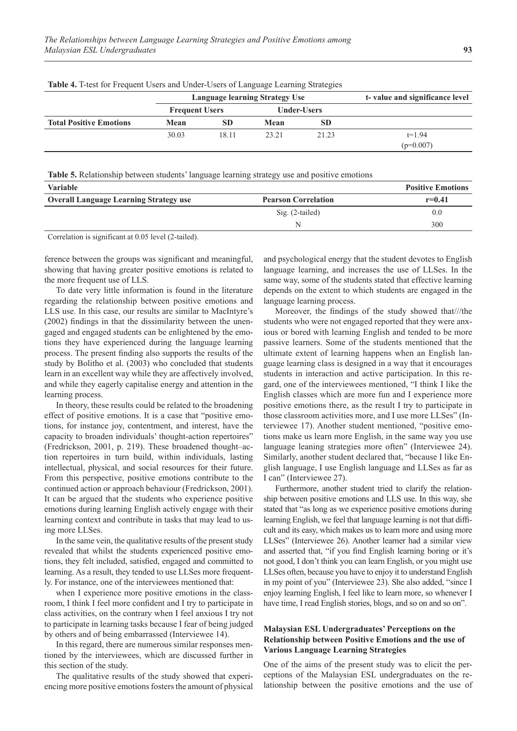**Table 4.** T-test for Frequent Users and Under-Users of Language Learning Strategies

| | Language learning Strategy Use | | | | t- value and significance level |
|---|---|---|---|---|---|
| | Frequent Users | | Under-Users | | |
| **Total Positive Emotions** | **Mean** | **SD** | **Mean** | **SD** | |
| | 30.03 | 18.11 | 23.21 | 21.23 | t=1.94 (p=0.007) |

**Table 5.** Relationship between students' language learning strategy use and positive emotions

| Variable | | Positive Emotions |
|---|---|---|
| **Overall Language Learning Strategy use** | **Pearson Correlation** | **r=0.41** |
| | Sig. (2-tailed) | 0.0 |
| | N | 300 |

Correlation is significant at 0.05 level (2-tailed).

ference between the groups was significant and meaningful, showing that having greater positive emotions is related to the more frequent use of LLS.

To date very little information is found in the literature regarding the relationship between positive emotions and LLS use. In this case, our results are similar to MacIntyre's (2002) findings in that the dissimilarity between the unengaged and engaged students can be enlightened by the emotions they have experienced during the language learning process. The present finding also supports the results of the study by Bolitho et al. (2003) who concluded that students learn in an excellent way while they are affectively involved, and while they eagerly capitalise energy and attention in the learning process.

In theory, these results could be related to the broadening effect of positive emotions. It is a case that "positive emotions, for instance joy, contentment, and interest, have the capacity to broaden individuals' thought-action repertoires" (Fredrickson, 2001, p. 219). These broadened thought–action repertoires in turn build, within individuals, lasting intellectual, physical, and social resources for their future. From this perspective, positive emotions contribute to the continued action or approach behaviour (Fredrickson, 2001). It can be argued that the students who experience positive emotions during learning English actively engage with their learning context and contribute in tasks that may lead to using more LLSes.

In the same vein, the qualitative results of the present study revealed that whilst the students experienced positive emotions, they felt included, satisfied, engaged and committed to learning. As a result, they tended to use LLSes more frequently. For instance, one of the interviewees mentioned that:

when I experience more positive emotions in the classroom, I think I feel more confident and I try to participate in class activities, on the contrary when I feel anxious I try not to participate in learning tasks because I fear of being judged by others and of being embarrassed (Interviewee 14).

In this regard, there are numerous similar responses mentioned by the interviewees, which are discussed further in this section of the study.

The qualitative results of the study showed that experiencing more positive emotions fosters the amount of physical and psychological energy that the student devotes to English language learning, and increases the use of LLSes. In the same way, some of the students stated that effective learning depends on the extent to which students are engaged in the language learning process.

Moreover, the findings of the study showed that///the students who were not engaged reported that they were anxious or bored with learning English and tended to be more passive learners. Some of the students mentioned that the ultimate extent of learning happens when an English language learning class is designed in a way that it encourages students in interaction and active participation. In this regard, one of the interviewees mentioned, "I think I like the English classes which are more fun and I experience more positive emotions there, as the result I try to participate in those classroom activities more, and I use more LLSes" (Interviewee 17). Another student mentioned, "positive emotions make us learn more English, in the same way you use language leaning strategies more often" (Interviewee 24). Similarly, another student declared that, "because I like English language, I use English language and LLSes as far as I can" (Interviewee 27).

Furthermore, another student tried to clarify the relationship between positive emotions and LLS use. In this way, she stated that "as long as we experience positive emotions during learning English, we feel that language learning is not that difficult and its easy, which makes us to learn more and using more LLSes" (Interviewee 26). Another learner had a similar view and asserted that, "if you find English learning boring or it's not good, I don't think you can learn English, or you might use LLSes often, because you have to enjoy it to understand English in my point of you" (Interviewee 23). She also added, "since I enjoy learning English, I feel like to learn more, so whenever I have time, I read English stories, blogs, and so on and so on".

### Malaysian ESL Undergraduates' Perceptions on the Relationship between Positive Emotions and the use of Various Language Learning Strategies

One of the aims of the present study was to elicit the perceptions of the Malaysian ESL undergraduates on the relationship between the positive emotions and the use of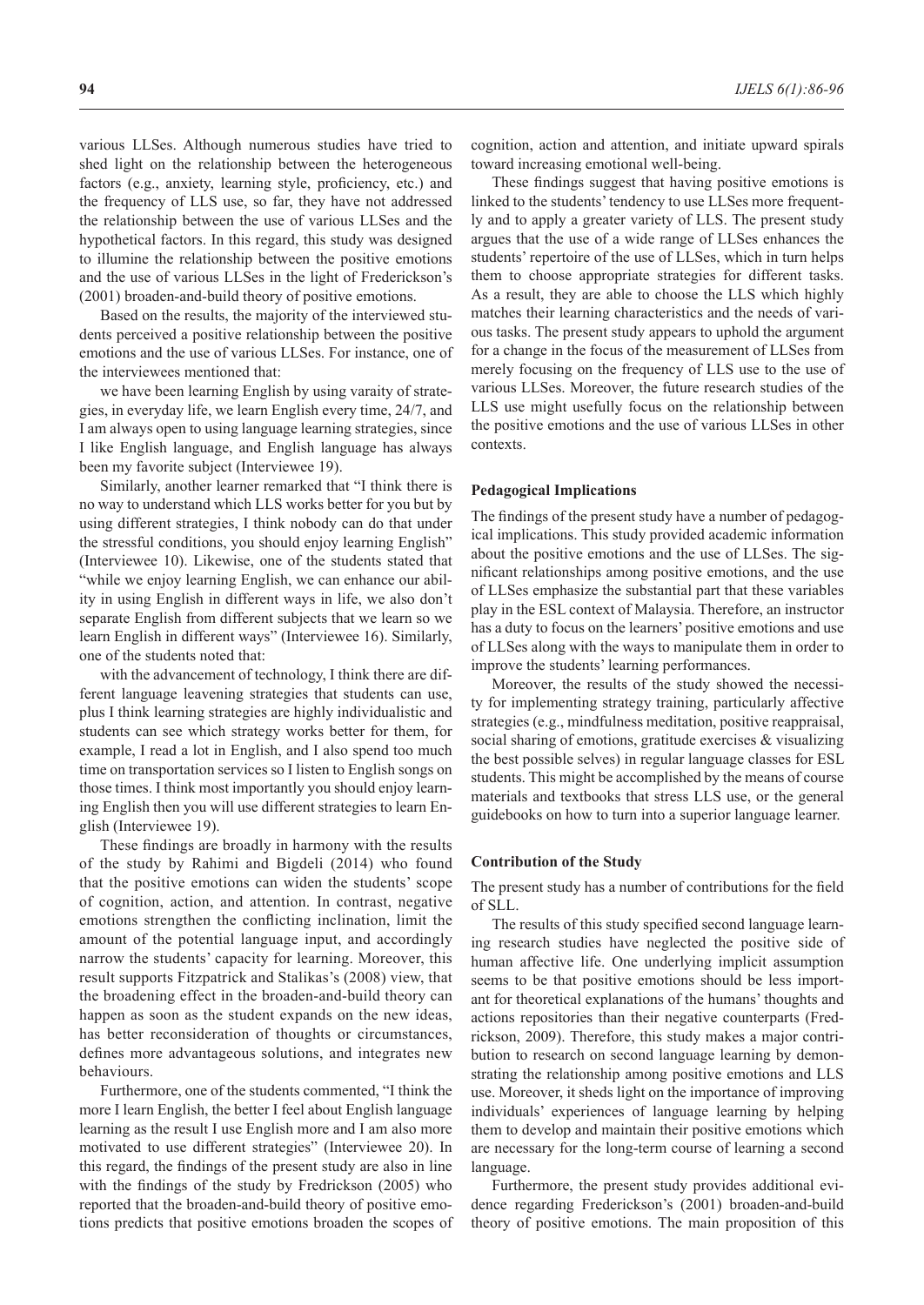various LLSes. Although numerous studies have tried to shed light on the relationship between the heterogeneous factors (e.g., anxiety, learning style, proficiency, etc.) and the frequency of LLS use, so far, they have not addressed the relationship between the use of various LLSes and the hypothetical factors. In this regard, this study was designed to illumine the relationship between the positive emotions and the use of various LLSes in the light of Frederickson's (2001) broaden-and-build theory of positive emotions.

Based on the results, the majority of the interviewed students perceived a positive relationship between the positive emotions and the use of various LLSes. For instance, one of the interviewees mentioned that:

we have been learning English by using varaity of strategies, in everyday life, we learn English every time, 24/7, and I am always open to using language learning strategies, since I like English language, and English language has always been my favorite subject (Interviewee 19).

Similarly, another learner remarked that "I think there is no way to understand which LLS works better for you but by using different strategies, I think nobody can do that under the stressful conditions, you should enjoy learning English" (Interviewee 10). Likewise, one of the students stated that "while we enjoy learning English, we can enhance our ability in using English in different ways in life, we also don't separate English from different subjects that we learn so we learn English in different ways" (Interviewee 16). Similarly, one of the students noted that:

with the advancement of technology, I think there are different language leavening strategies that students can use, plus I think learning strategies are highly individualistic and students can see which strategy works better for them, for example, I read a lot in English, and I also spend too much time on transportation services so I listen to English songs on those times. I think most importantly you should enjoy learning English then you will use different strategies to learn English (Interviewee 19).

These findings are broadly in harmony with the results of the study by Rahimi and Bigdeli (2014) who found that the positive emotions can widen the students' scope of cognition, action, and attention. In contrast, negative emotions strengthen the conflicting inclination, limit the amount of the potential language input, and accordingly narrow the students' capacity for learning. Moreover, this result supports Fitzpatrick and Stalikas's (2008) view, that the broadening effect in the broaden-and-build theory can happen as soon as the student expands on the new ideas, has better reconsideration of thoughts or circumstances, defines more advantageous solutions, and integrates new behaviours.

Furthermore, one of the students commented, "I think the more I learn English, the better I feel about English language learning as the result I use English more and I am also more motivated to use different strategies" (Interviewee 20). In this regard, the findings of the present study are also in line with the findings of the study by Fredrickson (2005) who reported that the broaden-and-build theory of positive emotions predicts that positive emotions broaden the scopes of cognition, action and attention, and initiate upward spirals toward increasing emotional well-being.

These findings suggest that having positive emotions is linked to the students' tendency to use LLSes more frequently and to apply a greater variety of LLS. The present study argues that the use of a wide range of LLSes enhances the students' repertoire of the use of LLSes, which in turn helps them to choose appropriate strategies for different tasks. As a result, they are able to choose the LLS which highly matches their learning characteristics and the needs of various tasks. The present study appears to uphold the argument for a change in the focus of the measurement of LLSes from merely focusing on the frequency of LLS use to the use of various LLSes. Moreover, the future research studies of the LLS use might usefully focus on the relationship between the positive emotions and the use of various LLSes in other contexts.

### Pedagogical Implications

The findings of the present study have a number of pedagogical implications. This study provided academic information about the positive emotions and the use of LLSes. The significant relationships among positive emotions, and the use of LLSes emphasize the substantial part that these variables play in the ESL context of Malaysia. Therefore, an instructor has a duty to focus on the learners' positive emotions and use of LLSes along with the ways to manipulate them in order to improve the students' learning performances.

Moreover, the results of the study showed the necessity for implementing strategy training, particularly affective strategies (e.g., mindfulness meditation, positive reappraisal, social sharing of emotions, gratitude exercises & visualizing the best possible selves) in regular language classes for ESL students. This might be accomplished by the means of course materials and textbooks that stress LLS use, or the general guidebooks on how to turn into a superior language learner.

### Contribution of the Study

The present study has a number of contributions for the field of SLL.

The results of this study specified second language learning research studies have neglected the positive side of human affective life. One underlying implicit assumption seems to be that positive emotions should be less important for theoretical explanations of the humans' thoughts and actions repositories than their negative counterparts (Fredrickson, 2009). Therefore, this study makes a major contribution to research on second language learning by demonstrating the relationship among positive emotions and LLS use. Moreover, it sheds light on the importance of improving individuals' experiences of language learning by helping them to develop and maintain their positive emotions which are necessary for the long-term course of learning a second language.

Furthermore, the present study provides additional evidence regarding Frederickson's (2001) broaden-and-build theory of positive emotions. The main proposition of this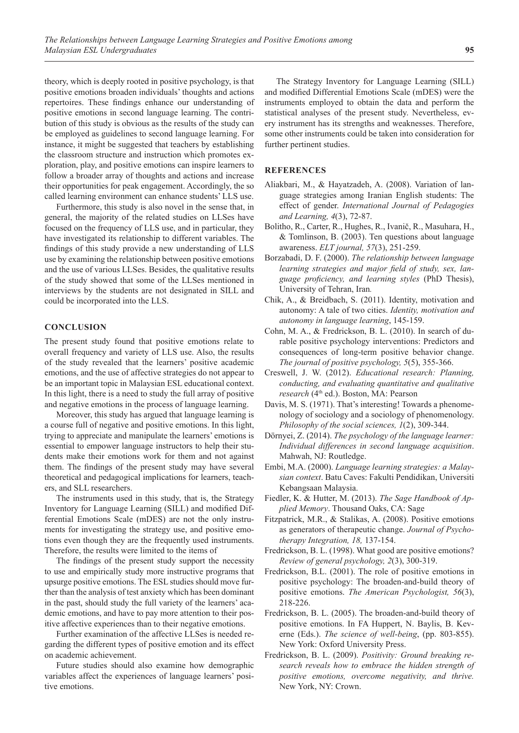theory, which is deeply rooted in positive psychology, is that positive emotions broaden individuals' thoughts and actions repertoires. These findings enhance our understanding of positive emotions in second language learning. The contribution of this study is obvious as the results of the study can be employed as guidelines to second language learning. For instance, it might be suggested that teachers by establishing the classroom structure and instruction which promotes exploration, play, and positive emotions can inspire learners to follow a broader array of thoughts and actions and increase their opportunities for peak engagement. Accordingly, the so called learning environment can enhance students' LLS use.

Furthermore, this study is also novel in the sense that, in general, the majority of the related studies on LLSes have focused on the frequency of LLS use, and in particular, they have investigated its relationship to different variables. The findings of this study provide a new understanding of LLS use by examining the relationship between positive emotions and the use of various LLSes. Besides, the qualitative results of the study showed that some of the LLSes mentioned in interviews by the students are not designated in SILL and could be incorporated into the LLS.

## CONCLUSION

The present study found that positive emotions relate to overall frequency and variety of LLS use. Also, the results of the study revealed that the learners' positive academic emotions, and the use of affective strategies do not appear to be an important topic in Malaysian ESL educational context. In this light, there is a need to study the full array of positive and negative emotions in the process of language learning.

Moreover, this study has argued that language learning is a course full of negative and positive emotions. In this light, trying to appreciate and manipulate the learners' emotions is essential to empower language instructors to help their students make their emotions work for them and not against them. The findings of the present study may have several theoretical and pedagogical implications for learners, teachers, and SLL researchers.

The instruments used in this study, that is, the Strategy Inventory for Language Learning (SILL) and modified Differential Emotions Scale (mDES) are not the only instruments for investigating the strategy use, and positive emotions even though they are the frequently used instruments. Therefore, the results were limited to the items of

The findings of the present study support the necessity to use and empirically study more instructive programs that upsurge positive emotions. The ESL studies should move further than the analysis of test anxiety which has been dominant in the past, should study the full variety of the learners' academic emotions, and have to pay more attention to their positive affective experiences than to their negative emotions.

Further examination of the affective LLSes is needed regarding the different types of positive emotion and its effect on academic achievement.

Future studies should also examine how demographic variables affect the experiences of language learners' positive emotions.

The Strategy Inventory for Language Learning (SILL) and modified Differential Emotions Scale (mDES) were the instruments employed to obtain the data and perform the statistical analyses of the present study. Nevertheless, every instrument has its strengths and weaknesses. Therefore, some other instruments could be taken into consideration for further pertinent studies.

## REFERENCES

Aliakbari, M., & Hayatzadeh, A. (2008). Variation of language strategies among Iranian English students: The effect of gender. *International Journal of Pedagogies and Learning, 4*(3), 72-87.

Bolitho, R., Carter, R., Hughes, R., Ivanič, R., Masuhara, H., & Tomlinson, B. (2003). Ten questions about language awareness. *ELT journal, 57*(3), 251-259.

Borzabadi, D. F. (2000). *The relationship between language learning strategies and major field of study, sex, language proficiency, and learning styles* (PhD Thesis), University of Tehran, Iran.

Chik, A., & Breidbach, S. (2011). Identity, motivation and autonomy: A tale of two cities. *Identity, motivation and autonomy in language learning*, 145-159.

Cohn, M. A., & Fredrickson, B. L. (2010). In search of durable positive psychology interventions: Predictors and consequences of long-term positive behavior change. *The journal of positive psychology, 5*(5), 355-366.

Creswell, J. W. (2012). *Educational research: Planning, conducting, and evaluating quantitative and qualitative research* (4th ed.). Boston, MA: Pearson

Davis, M. S. (1971). That's interesting! Towards a phenomenology of sociology and a sociology of phenomenology. *Philosophy of the social sciences, 1*(2), 309-344.

Dörnyei, Z. (2014). *The psychology of the language learner: Individual differences in second language acquisition*. Mahwah, NJ: Routledge.

Embi, M.A. (2000). *Language learning strategies: a Malaysian context*. Batu Caves: Fakulti Pendidikan, Universiti Kebangsaan Malaysia.

Fiedler, K. & Hutter, M. (2013). *The Sage Handbook of Applied Memory*. Thousand Oaks, CA: Sage

Fitzpatrick, M.R., & Stalikas, A. (2008). Positive emotions as generators of therapeutic change. *Journal of Psychotherapy Integration, 18,* 137-154.

Fredrickson, B. L. (1998). What good are positive emotions? *Review of general psychology, 2*(3), 300-319.

Fredrickson, B.L. (2001). The role of positive emotions in positive psychology: The broaden-and-build theory of positive emotions. *The American Psychologist, 56*(3), 218-226.

Fredrickson, B. L. (2005). The broaden-and-build theory of positive emotions. In FA Huppert, N. Baylis, B. Keverne (Eds.). *The science of well-being*, (pp. 803-855). New York: Oxford University Press.

Fredrickson, B. L. (2009). *Positivity: Ground breaking research reveals how to embrace the hidden strength of positive emotions, overcome negativity, and thrive.* New York, NY: Crown.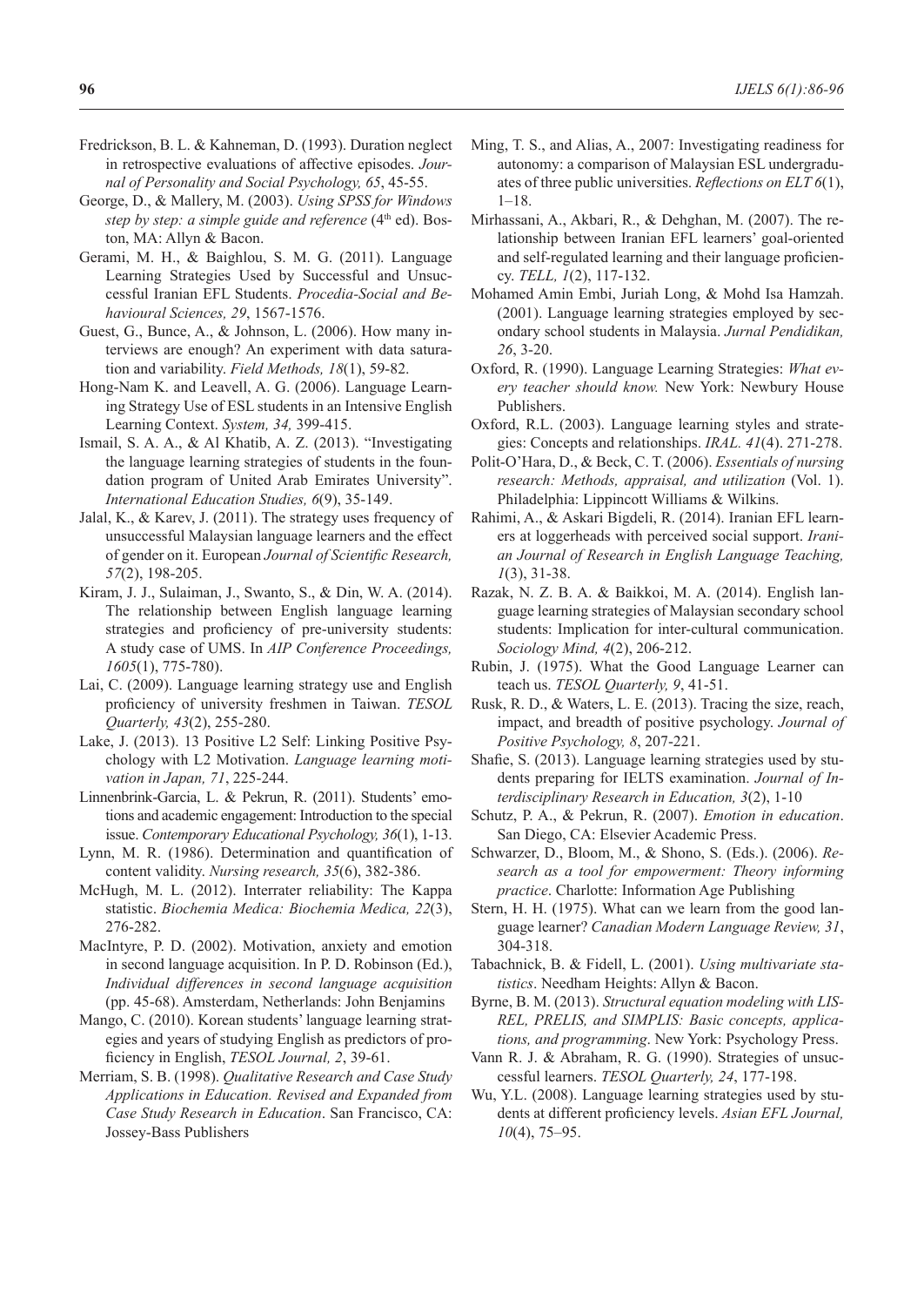Fredrickson, B. L. & Kahneman, D. (1993). Duration neglect in retrospective evaluations of affective episodes. *Journal of Personality and Social Psychology, 65*, 45-55.

George, D., & Mallery, M. (2003). *Using SPSS for Windows step by step: a simple guide and reference* (4th ed). Boston, MA: Allyn & Bacon.

Gerami, M. H., & Baighlou, S. M. G. (2011). Language Learning Strategies Used by Successful and Unsuccessful Iranian EFL Students. *Procedia-Social and Behavioural Sciences, 29*, 1567-1576.

Guest, G., Bunce, A., & Johnson, L. (2006). How many interviews are enough? An experiment with data saturation and variability. *Field Methods, 18*(1), 59-82.

Hong-Nam K. and Leavell, A. G. (2006). Language Learning Strategy Use of ESL students in an Intensive English Learning Context. *System, 34,* 399-415.

Ismail, S. A. A., & Al Khatib, A. Z. (2013). "Investigating the language learning strategies of students in the foundation program of United Arab Emirates University". *International Education Studies, 6*(9), 35-149.

Jalal, K., & Karev, J. (2011). The strategy uses frequency of unsuccessful Malaysian language learners and the effect of gender on it. European *Journal of Scientific Research, 57*(2), 198-205.

Kiram, J. J., Sulaiman, J., Swanto, S., & Din, W. A. (2014). The relationship between English language learning strategies and proficiency of pre-university students: A study case of UMS. In *AIP Conference Proceedings, 1605*(1), 775-780).

Lai, C. (2009). Language learning strategy use and English proficiency of university freshmen in Taiwan. *TESOL Quarterly, 43*(2), 255-280.

Lake, J. (2013). 13 Positive L2 Self: Linking Positive Psychology with L2 Motivation. *Language learning motivation in Japan, 71*, 225-244.

Linnenbrink-Garcia, L. & Pekrun, R. (2011). Students' emotions and academic engagement: Introduction to the special issue. *Contemporary Educational Psychology, 36*(1), 1-13.

Lynn, M. R. (1986). Determination and quantification of content validity. *Nursing research, 35*(6), 382-386.

McHugh, M. L. (2012). Interrater reliability: The Kappa statistic. *Biochemia Medica: Biochemia Medica, 22*(3), 276-282.

MacIntyre, P. D. (2002). Motivation, anxiety and emotion in second language acquisition. In P. D. Robinson (Ed.), *Individual differences in second language acquisition* (pp. 45-68). Amsterdam, Netherlands: John Benjamins

Mango, C. (2010). Korean students' language learning strategies and years of studying English as predictors of proficiency in English, *TESOL Journal, 2*, 39-61.

Merriam, S. B. (1998). *Qualitative Research and Case Study Applications in Education. Revised and Expanded from Case Study Research in Education*. San Francisco, CA: Jossey-Bass Publishers

Ming, T. S., and Alias, A., 2007: Investigating readiness for autonomy: a comparison of Malaysian ESL undergraduates of three public universities. *Reflections on ELT 6*(1), 1–18.

Mirhassani, A., Akbari, R., & Dehghan, M. (2007). The relationship between Iranian EFL learners' goal-oriented and self-regulated learning and their language proficiency. *TELL, 1*(2), 117-132.

Mohamed Amin Embi, Juriah Long, & Mohd Isa Hamzah. (2001). Language learning strategies employed by secondary school students in Malaysia. *Jurnal Pendidikan, 26*, 3-20.

Oxford, R. (1990). Language Learning Strategies: *What every teacher should know.* New York: Newbury House Publishers.

Oxford, R.L. (2003). Language learning styles and strategies: Concepts and relationships. *IRAL. 41*(4). 271-278.

Polit-O'Hara, D., & Beck, C. T. (2006). *Essentials of nursing research: Methods, appraisal, and utilization* (Vol. 1). Philadelphia: Lippincott Williams & Wilkins.

Rahimi, A., & Askari Bigdeli, R. (2014). Iranian EFL learners at loggerheads with perceived social support. *Iranian Journal of Research in English Language Teaching, 1*(3), 31-38.

Razak, N. Z. B. A. & Baikkoi, M. A. (2014). English language learning strategies of Malaysian secondary school students: Implication for inter-cultural communication. *Sociology Mind, 4*(2), 206-212.

Rubin, J. (1975). What the Good Language Learner can teach us. *TESOL Quarterly, 9*, 41-51.

Rusk, R. D., & Waters, L. E. (2013). Tracing the size, reach, impact, and breadth of positive psychology. *Journal of Positive Psychology, 8*, 207-221.

Shafie, S. (2013). Language learning strategies used by students preparing for IELTS examination. *Journal of Interdisciplinary Research in Education, 3*(2), 1-10

Schutz, P. A., & Pekrun, R. (2007). *Emotion in education*. San Diego, CA: Elsevier Academic Press.

Schwarzer, D., Bloom, M., & Shono, S. (Eds.). (2006). *Research as a tool for empowerment: Theory informing practice*. Charlotte: Information Age Publishing

Stern, H. H. (1975). What can we learn from the good language learner? *Canadian Modern Language Review, 31*, 304-318.

Tabachnick, B. & Fidell, L. (2001). *Using multivariate statistics*. Needham Heights: Allyn & Bacon.

Byrne, B. M. (2013). *Structural equation modeling with LISREL, PRELIS, and SIMPLIS: Basic concepts, applications, and programming*. New York: Psychology Press.

Vann R. J. & Abraham, R. G. (1990). Strategies of unsuccessful learners. *TESOL Quarterly, 24*, 177-198.

Wu, Y.L. (2008). Language learning strategies used by students at different proficiency levels. *Asian EFL Journal, 10*(4), 75–95.